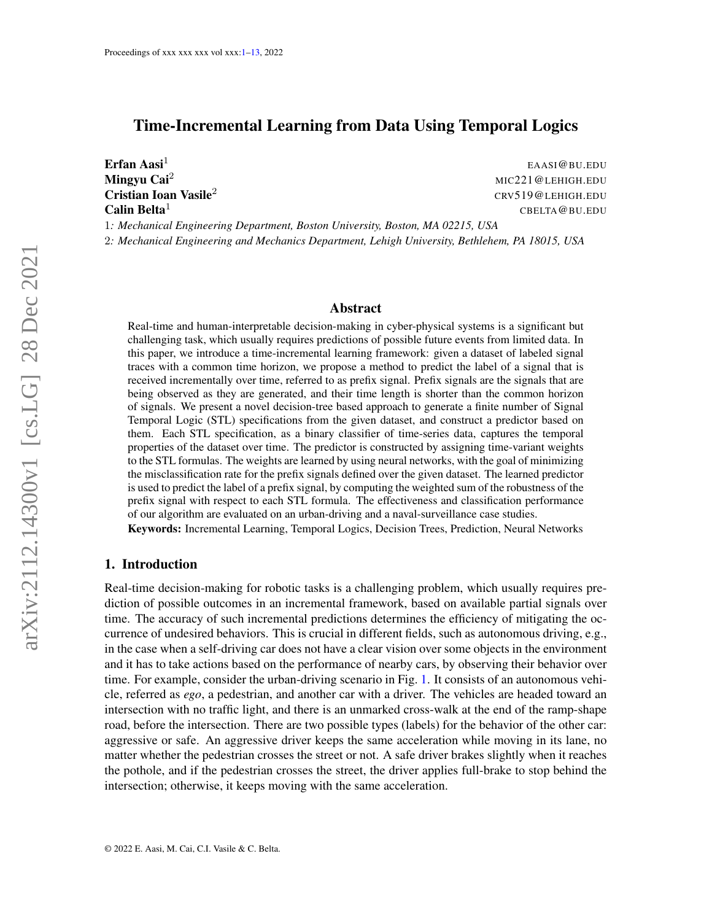# Time-Incremental Learning from Data Using Temporal Logics

**Erfan Aasi**[1] EAASI@BU.EDU
**Mingyu Cai**[2] MIC221@LEHIGH.EDU
**Cristian Ioan Vasile**[2] CRV519@LEHIGH.EDU
**Calin Belta**[1] CBELTA@BU.EDU

1*: Mechanical Engineering Department, Boston University, Boston, MA 02215, USA*
2*: Mechanical Engineering and Mechanics Department, Lehigh University, Bethlehem, PA 18015, USA*

## Abstract

Real-time and human-interpretable decision-making in cyber-physical systems is a significant but challenging task, which usually requires predictions of possible future events from limited data. In this paper, we introduce a time-incremental learning framework: given a dataset of labeled signal traces with a common time horizon, we propose a method to predict the label of a signal that is received incrementally over time, referred to as prefix signal. Prefix signals are the signals that are being observed as they are generated, and their time length is shorter than the common horizon of signals. We present a novel decision-tree based approach to generate a finite number of Signal Temporal Logic (STL) specifications from the given dataset, and construct a predictor based on them. Each STL specification, as a binary classifier of time-series data, captures the temporal properties of the dataset over time. The predictor is constructed by assigning time-variant weights to the STL formulas. The weights are learned by using neural networks, with the goal of minimizing the misclassification rate for the prefix signals defined over the given dataset. The learned predictor is used to predict the label of a prefix signal, by computing the weighted sum of the robustness of the prefix signal with respect to each STL formula. The effectiveness and classification performance of our algorithm are evaluated on an urban-driving and a naval-surveillance case studies.

**Keywords:** Incremental Learning, Temporal Logics, Decision Trees, Prediction, Neural Networks

## 1. Introduction

Real-time decision-making for robotic tasks is a challenging problem, which usually requires prediction of possible outcomes in an incremental framework, based on available partial signals over time. The accuracy of such incremental predictions determines the efficiency of mitigating the occurrence of undesired behaviors. This is crucial in different fields, such as autonomous driving, e.g., in the case when a self-driving car does not have a clear vision over some objects in the environment and it has to take actions based on the performance of nearby cars, by observing their behavior over time. For example, consider the urban-driving scenario in Fig. 1. It consists of an autonomous vehicle, referred as *ego*, a pedestrian, and another car with a driver. The vehicles are headed toward an intersection with no traffic light, and there is an unmarked cross-walk at the end of the ramp-shape road, before the intersection. There are two possible types (labels) for the behavior of the other car: aggressive or safe. An aggressive driver keeps the same acceleration while moving in its lane, no matter whether the pedestrian crosses the street or not. A safe driver brakes slightly when it reaches the pothole, and if the pedestrian crosses the street, the driver applies full-brake to stop behind the intersection; otherwise, it keeps moving with the same acceleration.

© 2022 E. Aasi, M. Cai, C.I. Vasile & C. Belta.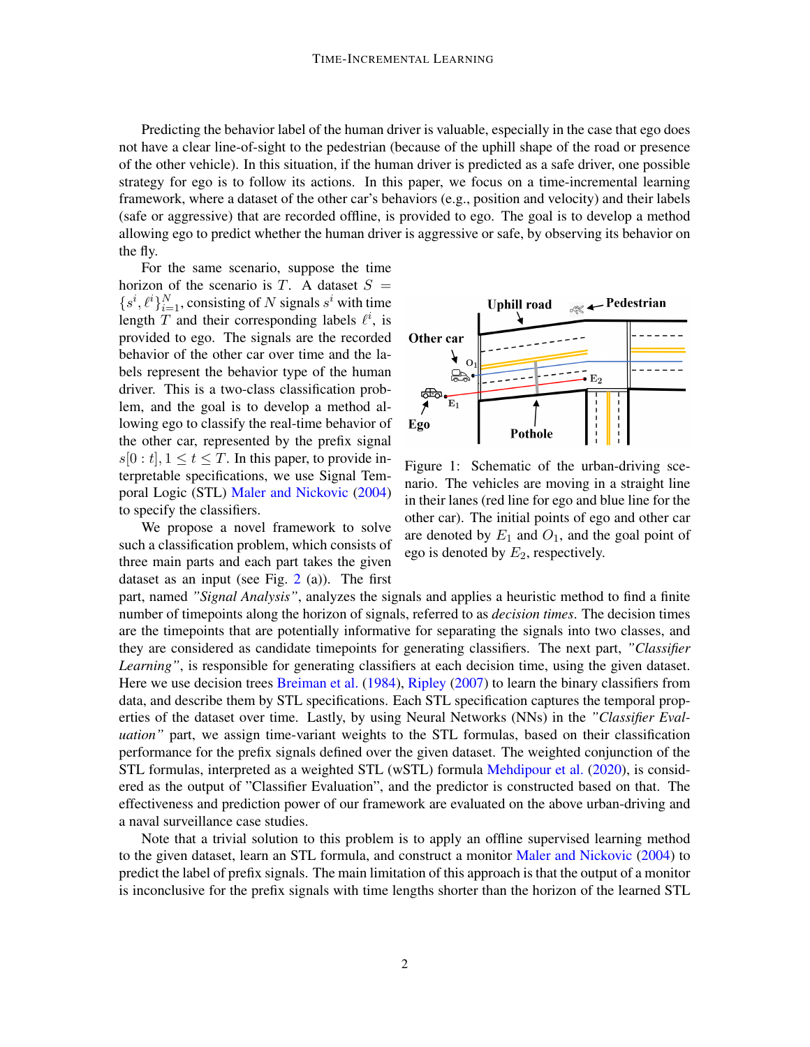Predicting the behavior label of the human driver is valuable, especially in the case that ego does not have a clear line-of-sight to the pedestrian (because of the uphill shape of the road or presence of the other vehicle). In this situation, if the human driver is predicted as a safe driver, one possible strategy for ego is to follow its actions. In this paper, we focus on a time-incremental learning framework, where a dataset of the other car's behaviors (e.g., position and velocity) and their labels (safe or aggressive) that are recorded offline, is provided to ego. The goal is to develop a method allowing ego to predict whether the human driver is aggressive or safe, by observing its behavior on the fly.

For the same scenario, suppose the time horizon of the scenario is $T$. A dataset $S = \{s^i, \ell^i\}_{i=1}^{N}$, consisting of $N$ signals $s^i$ with time length $T$ and their corresponding labels $\ell^i$, is provided to ego. The signals are the recorded behavior of the other car over time and the labels represent the behavior type of the human driver. This is a two-class classification problem, and the goal is to develop a method allowing ego to classify the real-time behavior of the other car, represented by the prefix signal $s[0:t], 1 \leq t \leq T$. In this paper, to provide interpretable specifications, we use Signal Temporal Logic (STL) Maler and Nickovic (2004) to specify the classifiers.

Figure 1: Schematic of the urban-driving scenario. The vehicles are moving in a straight line in their lanes (red line for ego and blue line for the other car). The initial points of ego and other car are denoted by $E_1$ and $O_1$, and the goal point of ego is denoted by $E_2$, respectively.

We propose a novel framework to solve such a classification problem, which consists of three main parts and each part takes the given dataset as an input (see Fig. 2 (a)). The first part, named *"Signal Analysis"*, analyzes the signals and applies a heuristic method to find a finite number of timepoints along the horizon of signals, referred to as *decision times*. The decision times are the timepoints that are potentially informative for separating the signals into two classes, and they are considered as candidate timepoints for generating classifiers. The next part, *"Classifier Learning"*, is responsible for generating classifiers at each decision time, using the given dataset. Here we use decision trees Breiman et al. (1984), Ripley (2007) to learn the binary classifiers from data, and describe them by STL specifications. Each STL specification captures the temporal properties of the dataset over time. Lastly, by using Neural Networks (NNs) in the *"Classifier Evaluation"* part, we assign time-variant weights to the STL formulas, based on their classification performance for the prefix signals defined over the given dataset. The weighted conjunction of the STL formulas, interpreted as a weighted STL (wSTL) formula Mehdipour et al. (2020), is considered as the output of "Classifier Evaluation", and the predictor is constructed based on that. The effectiveness and prediction power of our framework are evaluated on the above urban-driving and a naval surveillance case studies.

Note that a trivial solution to this problem is to apply an offline supervised learning method to the given dataset, learn an STL formula, and construct a monitor Maler and Nickovic (2004) to predict the label of prefix signals. The main limitation of this approach is that the output of a monitor is inconclusive for the prefix signals with time lengths shorter than the horizon of the learned STL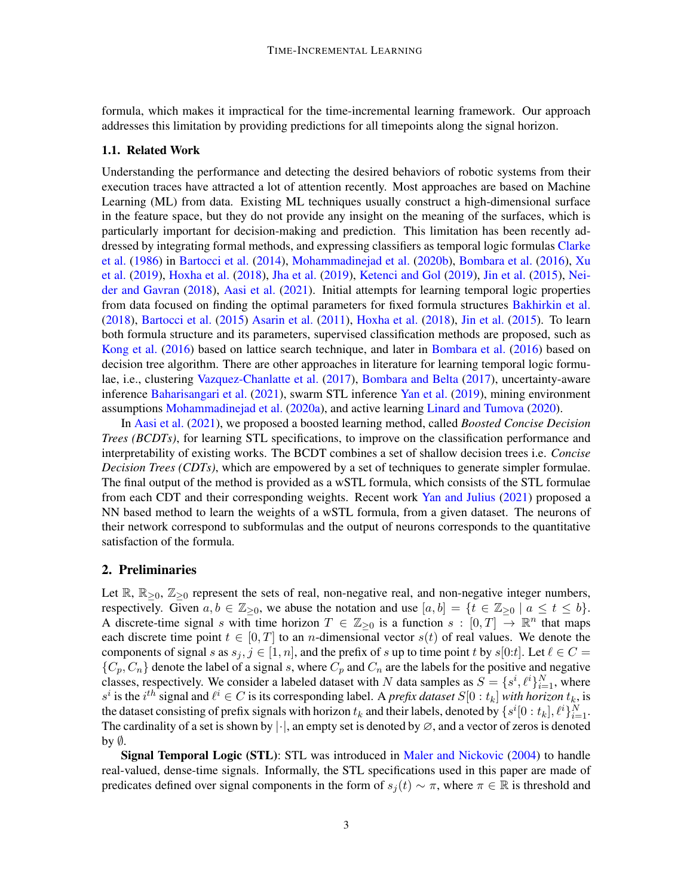formula, which makes it impractical for the time-incremental learning framework. Our approach addresses this limitation by providing predictions for all timepoints along the signal horizon.

### 1.1. Related Work

Understanding the performance and detecting the desired behaviors of robotic systems from their execution traces have attracted a lot of attention recently. Most approaches are based on Machine Learning (ML) from data. Existing ML techniques usually construct a high-dimensional surface in the feature space, but they do not provide any insight on the meaning of the surfaces, which is particularly important for decision-making and prediction. This limitation has been recently addressed by integrating formal methods, and expressing classifiers as temporal logic formulas Clarke et al. (1986) in Bartocci et al. (2014), Mohammadinejad et al. (2020b), Bombara et al. (2016), Xu et al. (2019), Hoxha et al. (2018), Jha et al. (2019), Ketenci and Gol (2019), Jin et al. (2015), Neider and Gavran (2018), Aasi et al. (2021). Initial attempts for learning temporal logic properties from data focused on finding the optimal parameters for fixed formula structures Bakhirkin et al. (2018), Bartocci et al. (2015) Asarin et al. (2011), Hoxha et al. (2018), Jin et al. (2015). To learn both formula structure and its parameters, supervised classification methods are proposed, such as Kong et al. (2016) based on lattice search technique, and later in Bombara et al. (2016) based on decision tree algorithm. There are other approaches in literature for learning temporal logic formulae, i.e., clustering Vazquez-Chanlatte et al. (2017), Bombara and Belta (2017), uncertainty-aware inference Baharisangari et al. (2021), swarm STL inference Yan et al. (2019), mining environment assumptions Mohammadinejad et al. (2020a), and active learning Linard and Tumova (2020).

In Aasi et al. (2021), we proposed a boosted learning method, called ***Boosted Concise Decision Trees (BCDTs)***, for learning STL specifications, to improve on the classification performance and interpretability of existing works. The BCDT combines a set of shallow decision trees i.e. *Concise Decision Trees (CDTs)*, which are empowered by a set of techniques to generate simpler formulae. The final output of the method is provided as a wSTL formula, which consists of the STL formulae from each CDT and their corresponding weights. Recent work Yan and Julius (2021) proposed a NN based method to learn the weights of a wSTL formula, from a given dataset. The neurons of their network correspond to subformulas and the output of neurons corresponds to the quantitative satisfaction of the formula.

## 2. Preliminaries

Let $\mathbb{R}$, $\mathbb{R}_{\geq 0}$, $\mathbb{Z}_{\geq 0}$ represent the sets of real, non-negative real, and non-negative integer numbers, respectively. Given $a, b \in \mathbb{Z}_{\geq 0}$, we abuse the notation and use $[a, b] = \{t \in \mathbb{Z}_{\geq 0} \mid a \leq t \leq b\}$. A discrete-time signal $s$ with time horizon $T \in \mathbb{Z}_{\geq 0}$ is a function $s : [0, T] \to \mathbb{R}^n$ that maps each discrete time point $t \in [0, T]$ to an $n$-dimensional vector $s(t)$ of real values. We denote the components of signal $s$ as $s_j, j \in [1, n]$, and the prefix of $s$ up to time point $t$ by $s[0{:}t]$. Let $\ell \in C = \{C_p, C_n\}$ denote the label of a signal $s$, where $C_p$ and $C_n$ are the labels for the positive and negative classes, respectively. We consider a labeled dataset with $N$ data samples as $S = \{s^i, \ell^i\}_{i=1}^N$, where $s^i$ is the $i^{th}$ signal and $\ell^i \in C$ is its corresponding label. A *prefix dataset* $S[0 : t_k]$ *with horizon* $t_k$, is the dataset consisting of prefix signals with horizon $t_k$ and their labels, denoted by $\{s^i[0 : t_k], \ell^i\}_{i=1}^N$. The cardinality of a set is shown by $|\cdot|$, an empty set is denoted by $\varnothing$, and a vector of zeros is denoted by $\emptyset$.

**Signal Temporal Logic (STL)**: STL was introduced in Maler and Nickovic (2004) to handle real-valued, dense-time signals. Informally, the STL specifications used in this paper are made of predicates defined over signal components in the form of $s_j(t) \sim \pi$, where $\pi \in \mathbb{R}$ is threshold and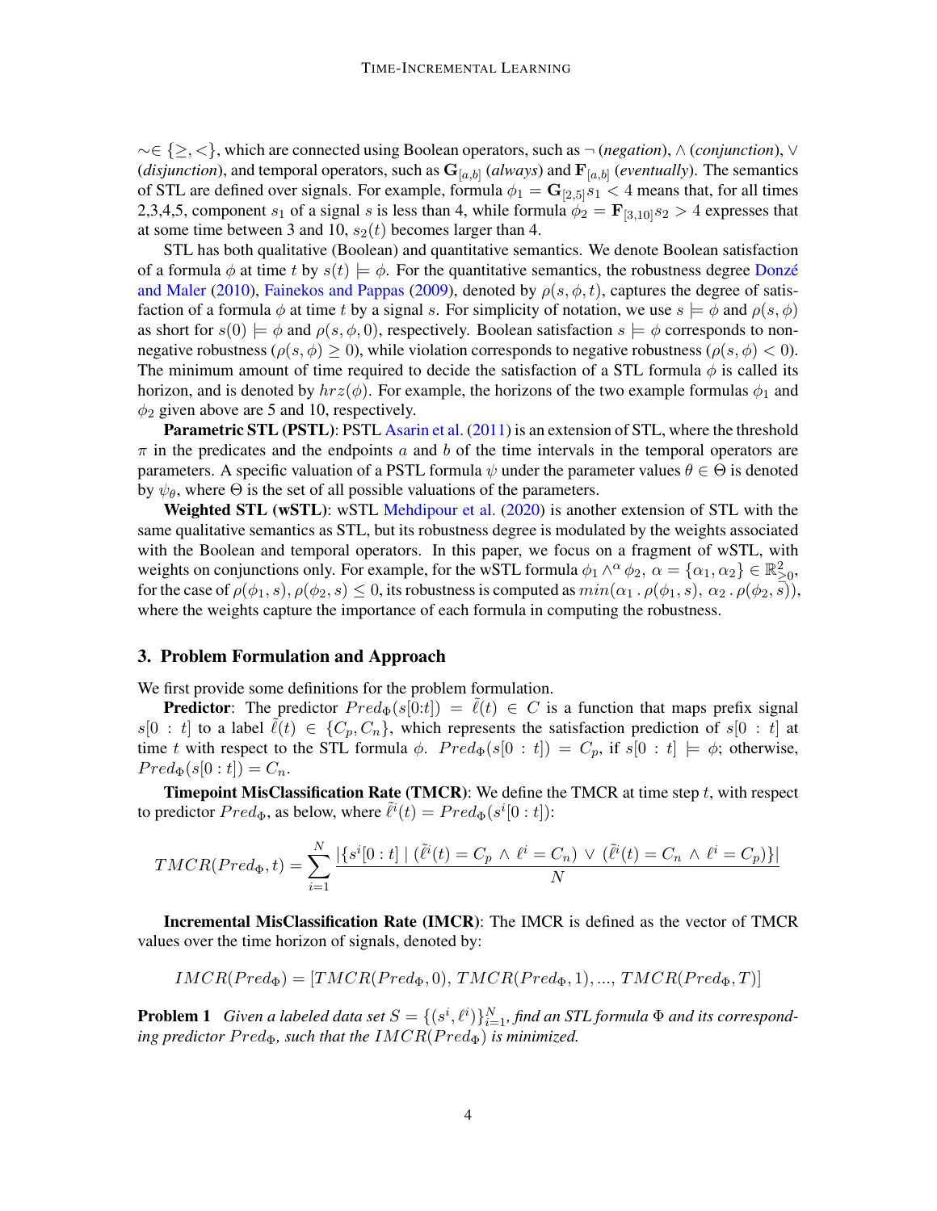$\sim \in \{\geq, <\}$, which are connected using Boolean operators, such as $\neg$ (*negation*), $\wedge$ (*conjunction*), $\vee$ (*disjunction*), and temporal operators, such as $\mathbf{G}_{[a,b]}$ (*always*) and $\mathbf{F}_{[a,b]}$ (*eventually*). The semantics of STL are defined over signals. For example, formula $\phi_1 = \mathbf{G}_{[2,5]} s_1 < 4$ means that, for all times 2,3,4,5, component $s_1$ of a signal $s$ is less than 4, while formula $\phi_2 = \mathbf{F}_{[3,10]} s_2 > 4$ expresses that at some time between 3 and 10, $s_2(t)$ becomes larger than 4.

STL has both qualitative (Boolean) and quantitative semantics. We denote Boolean satisfaction of a formula $\phi$ at time $t$ by $s(t) \models \phi$. For the quantitative semantics, the robustness degree Donzé and Maler (2010), Fainekos and Pappas (2009), denoted by $\rho(s, \phi, t)$, captures the degree of satisfaction of a formula $\phi$ at time $t$ by a signal $s$. For simplicity of notation, we use $s \models \phi$ and $\rho(s, \phi)$ as short for $s(0) \models \phi$ and $\rho(s, \phi, 0)$, respectively. Boolean satisfaction $s \models \phi$ corresponds to non-negative robustness ($\rho(s, \phi) \geq 0$), while violation corresponds to negative robustness ($\rho(s, \phi) < 0$). The minimum amount of time required to decide the satisfaction of a STL formula $\phi$ is called its horizon, and is denoted by $hrz(\phi)$. For example, the horizons of the two example formulas $\phi_1$ and $\phi_2$ given above are 5 and 10, respectively.

**Parametric STL (PSTL)**: PSTL Asarin et al. (2011) is an extension of STL, where the threshold $\pi$ in the predicates and the endpoints $a$ and $b$ of the time intervals in the temporal operators are parameters. A specific valuation of a PSTL formula $\psi$ under the parameter values $\theta \in \Theta$ is denoted by $\psi_\theta$, where $\Theta$ is the set of all possible valuations of the parameters.

**Weighted STL (wSTL)**: wSTL Mehdipour et al. (2020) is another extension of STL with the same qualitative semantics as STL, but its robustness degree is modulated by the weights associated with the Boolean and temporal operators. In this paper, we focus on a fragment of wSTL, with weights on conjunctions only. For example, for the wSTL formula $\phi_1 \wedge^\alpha \phi_2$, $\alpha = \{\alpha_1, \alpha_2\} \in \mathbb{R}^2_{\geq 0}$, for the case of $\rho(\phi_1, s), \rho(\phi_2, s) \leq 0$, its robustness is computed as $min(\alpha_1 \,.\, \rho(\phi_1, s),\ \alpha_2 \,.\, \rho(\phi_2, s))$, where the weights capture the importance of each formula in computing the robustness.

## 3. Problem Formulation and Approach

We first provide some definitions for the problem formulation.

**Predictor**: The predictor $Pred_\Phi(s[0{:}t]) = \tilde{\ell}(t) \in C$ is a function that maps prefix signal $s[0 : t]$ to a label $\tilde{\ell}(t) \in \{C_p, C_n\}$, which represents the satisfaction prediction of $s[0 : t]$ at time $t$ with respect to the STL formula $\phi$. $Pred_\Phi(s[0 : t]) = C_p$, if $s[0 : t] \models \phi$; otherwise, $Pred_\Phi(s[0 : t]) = C_n$.

**Timepoint MisClassification Rate (TMCR)**: We define the TMCR at time step $t$, with respect to predictor $Pred_\Phi$, as below, where $\tilde{\ell}^i(t) = Pred_\Phi(s^i[0 : t])$:

$$TMCR(Pred_\Phi, t) = \sum_{i=1}^{N} \frac{|\{s^i[0:t] \mid (\tilde{\ell}^i(t) = C_p \,\wedge\, \ell^i = C_n) \,\vee\, (\tilde{\ell}^i(t) = C_n \,\wedge\, \ell^i = C_p)\}|}{N}$$

**Incremental MisClassification Rate (IMCR)**: The IMCR is defined as the vector of TMCR values over the time horizon of signals, denoted by:

$$IMCR(Pred_\Phi) = [TMCR(Pred_\Phi, 0),\, TMCR(Pred_\Phi, 1), ...,\, TMCR(Pred_\Phi, T)]$$

**Problem 1** *Given a labeled data set $S = \{(s^i, \ell^i)\}_{i=1}^N$, find an STL formula $\Phi$ and its corresponding predictor $Pred_\Phi$, such that the $IMCR(Pred_\Phi)$ is minimized.*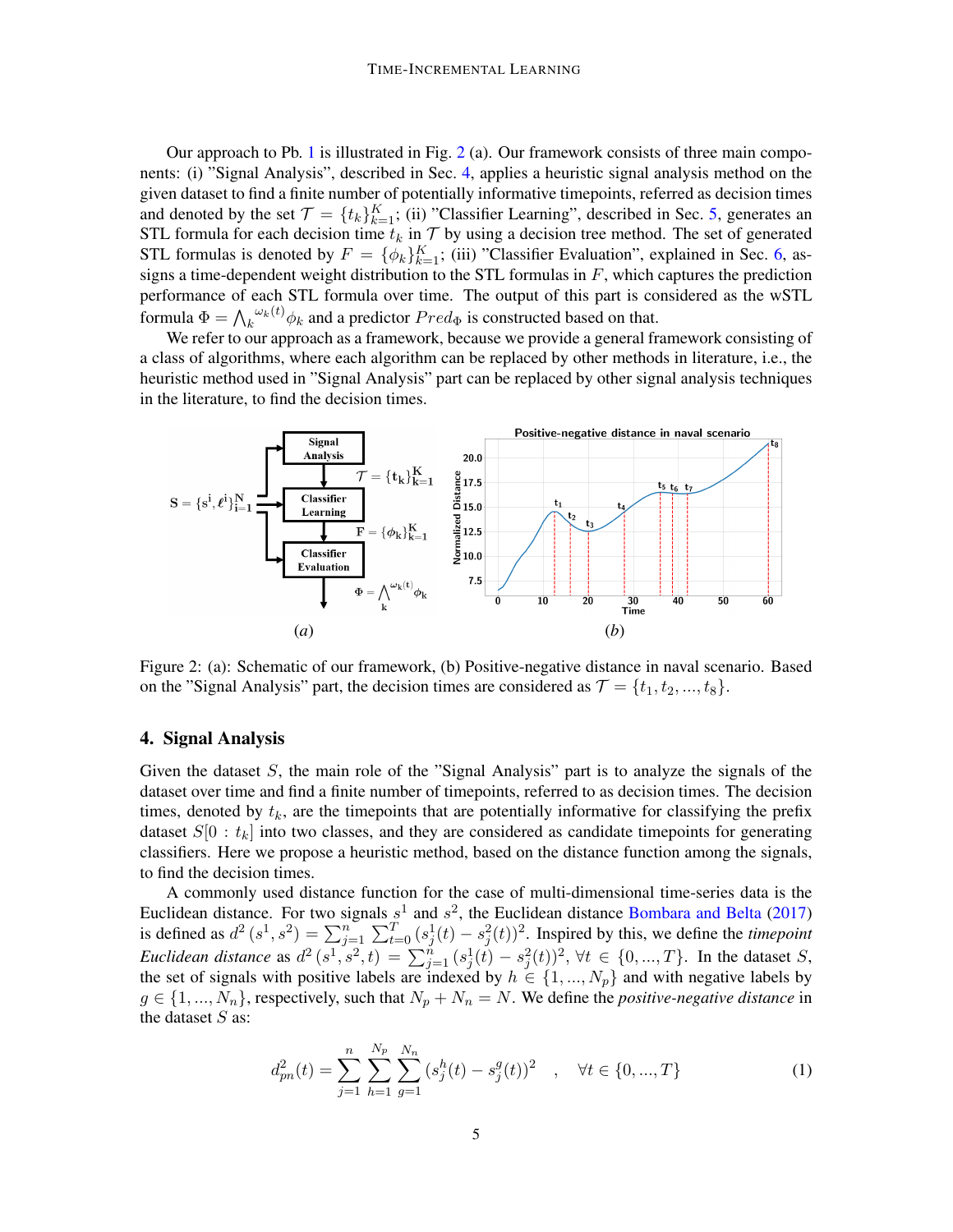Our approach to Pb. 1 is illustrated in Fig. 2 (a). Our framework consists of three main components: (i) "Signal Analysis", described in Sec. 4, applies a heuristic signal analysis method on the given dataset to find a finite number of potentially informative timepoints, referred as decision times and denoted by the set $\mathcal{T} = \{t_k\}_{k=1}^{K}$; (ii) "Classifier Learning", described in Sec. 5, generates an STL formula for each decision time $t_k$ in $\mathcal{T}$ by using a decision tree method. The set of generated STL formulas is denoted by $F = \{\phi_k\}_{k=1}^{K}$; (iii) "Classifier Evaluation", explained in Sec. 6, assigns a time-dependent weight distribution to the STL formulas in $F$, which captures the prediction performance of each STL formula over time. The output of this part is considered as the wSTL formula $\Phi = \bigwedge_k^{\omega_k(t)} \phi_k$ and a predictor $Pred_\Phi$ is constructed based on that.

We refer to our approach as a framework, because we provide a general framework consisting of a class of algorithms, where each algorithm can be replaced by other methods in literature, i.e., the heuristic method used in "Signal Analysis" part can be replaced by other signal analysis techniques in the literature, to find the decision times.

Figure 2: (a): Schematic of our framework, (b) Positive-negative distance in naval scenario. Based on the "Signal Analysis" part, the decision times are considered as $\mathcal{T} = \{t_1, t_2, ..., t_8\}$.

## 4. Signal Analysis

Given the dataset $S$, the main role of the "Signal Analysis" part is to analyze the signals of the dataset over time and find a finite number of timepoints, referred to as decision times. The decision times, denoted by $t_k$, are the timepoints that are potentially informative for classifying the prefix dataset $S[0 : t_k]$ into two classes, and they are considered as candidate timepoints for generating classifiers. Here we propose a heuristic method, based on the distance function among the signals, to find the decision times.

A commonly used distance function for the case of multi-dimensional time-series data is the Euclidean distance. For two signals $s^1$ and $s^2$, the Euclidean distance Bombara and Belta (2017) is defined as $d^2(s^1, s^2) = \sum_{j=1}^{n} \sum_{t=0}^{T} (s_j^1(t) - s_j^2(t))^2$. Inspired by this, we define the *timepoint Euclidean distance* as $d^2(s^1, s^2, t) = \sum_{j=1}^{n} (s_j^1(t) - s_j^2(t))^2$, $\forall t \in \{0, ..., T\}$. In the dataset $S$, the set of signals with positive labels are indexed by $h \in \{1, ..., N_p\}$ and with negative labels by $g \in \{1, ..., N_n\}$, respectively, such that $N_p + N_n = N$. We define the *positive-negative distance* in the dataset $S$ as:

$$d_{pn}^2(t) = \sum_{j=1}^{n} \sum_{h=1}^{N_p} \sum_{g=1}^{N_n} (s_j^h(t) - s_j^g(t))^2 \quad , \quad \forall t \in \{0, ..., T\} \tag{1}$$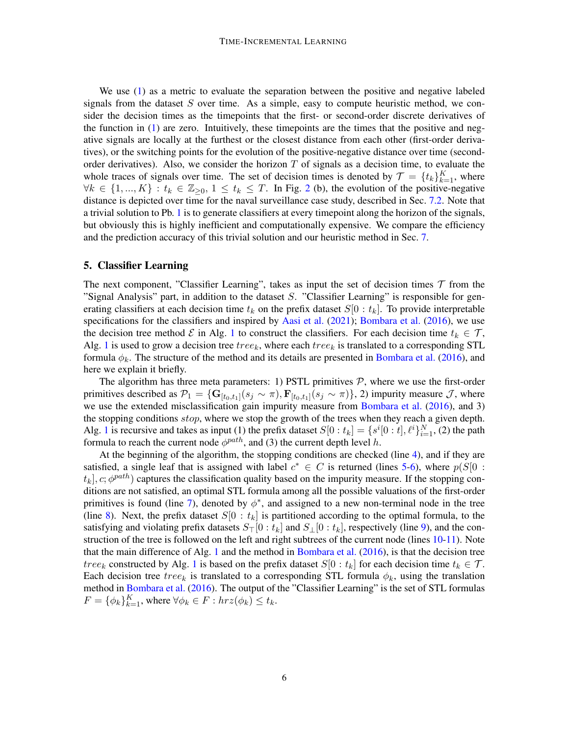We use (1) as a metric to evaluate the separation between the positive and negative labeled signals from the dataset $S$ over time. As a simple, easy to compute heuristic method, we consider the decision times as the timepoints that the first- or second-order discrete derivatives of the function in (1) are zero. Intuitively, these timepoints are the times that the positive and negative signals are locally at the furthest or the closest distance from each other (first-order derivatives), or the switching points for the evolution of the positive-negative distance over time (second-order derivatives). Also, we consider the horizon $T$ of signals as a decision time, to evaluate the whole traces of signals over time. The set of decision times is denoted by $\mathcal{T} = \{t_k\}_{k=1}^{K}$, where $\forall k \in \{1, ..., K\} : t_k \in \mathbb{Z}_{\geq 0}, 1 \leq t_k \leq T$. In Fig. 2 (b), the evolution of the positive-negative distance is depicted over time for the naval surveillance case study, described in Sec. 7.2. Note that a trivial solution to Pb. 1 is to generate classifiers at every timepoint along the horizon of the signals, but obviously this is highly inefficient and computationally expensive. We compare the efficiency and the prediction accuracy of this trivial solution and our heuristic method in Sec. 7.

## 5. Classifier Learning

The next component, "Classifier Learning", takes as input the set of decision times $\mathcal{T}$ from the "Signal Analysis" part, in addition to the dataset $S$. "Classifier Learning" is responsible for generating classifiers at each decision time $t_k$ on the prefix dataset $S[0 : t_k]$. To provide interpretable specifications for the classifiers and inspired by Aasi et al. (2021); Bombara et al. (2016), we use the decision tree method $\mathcal{E}$ in Alg. 1 to construct the classifiers. For each decision time $t_k \in \mathcal{T}$, Alg. 1 is used to grow a decision tree $tree_k$, where each $tree_k$ is translated to a corresponding STL formula $\phi_k$. The structure of the method and its details are presented in Bombara et al. (2016), and here we explain it briefly.

The algorithm has three meta parameters: 1) PSTL primitives $\mathcal{P}$, where we use the first-order primitives described as $\mathcal{P}_1 = \{\mathbf{G}_{[t_0,t_1]}(s_j \sim \pi), \mathbf{F}_{[t_0,t_1]}(s_j \sim \pi)\}$, 2) impurity measure $\mathcal{J}$, where we use the extended misclassification gain impurity measure from Bombara et al. (2016), and 3) the stopping conditions $stop$, where we stop the growth of the trees when they reach a given depth. Alg. 1 is recursive and takes as input (1) the prefix dataset $S[0 : t_k] = \{s^i[0 : t], \ell^i\}_{i=1}^{N}$, (2) the path formula to reach the current node $\phi^{path}$, and (3) the current depth level $h$.

At the beginning of the algorithm, the stopping conditions are checked (line 4), and if they are satisfied, a single leaf that is assigned with label $c^* \in C$ is returned (lines 5-6), where $p(S[0 : t_k], c; \phi^{path})$ captures the classification quality based on the impurity measure. If the stopping conditions are not satisfied, an optimal STL formula among all the possible valuations of the first-order primitives is found (line 7), denoted by $\phi^*$, and assigned to a new non-terminal node in the tree (line 8). Next, the prefix dataset $S[0 : t_k]$ is partitioned according to the optimal formula, to the satisfying and violating prefix datasets $S_\top[0 : t_k]$ and $S_\bot[0 : t_k]$, respectively (line 9), and the construction of the tree is followed on the left and right subtrees of the current node (lines 10-11). Note that the main difference of Alg. 1 and the method in Bombara et al. (2016), is that the decision tree $tree_k$ constructed by Alg. 1 is based on the prefix dataset $S[0 : t_k]$ for each decision time $t_k \in \mathcal{T}$. Each decision tree $tree_k$ is translated to a corresponding STL formula $\phi_k$, using the translation method in Bombara et al. (2016). The output of the "Classifier Learning" is the set of STL formulas $F = \{\phi_k\}_{k=1}^{K}$, where $\forall \phi_k \in F : hrz(\phi_k) \leq t_k$.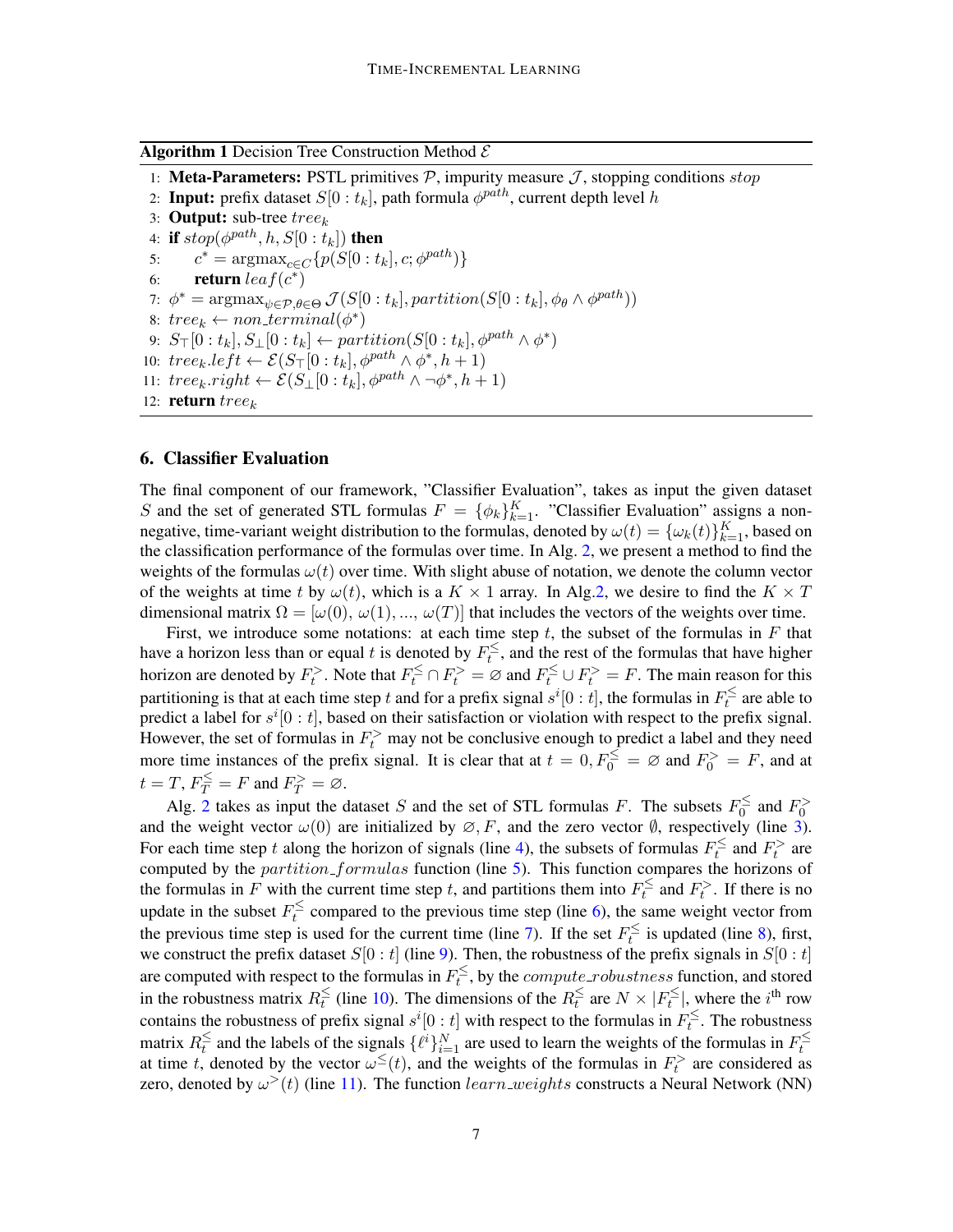**Algorithm 1** Decision Tree Construction Method $\mathcal{E}$

```
1:  Meta-Parameters: PSTL primitives P, impurity measure J, stopping conditions stop
2:  Input: prefix dataset S[0 : t_k], path formula φ^path, current depth level h
3:  Output: sub-tree tree_k
4:  if stop(φ^path, h, S[0 : t_k]) then
5:      c* = argmax_{c∈C} {p(S[0 : t_k], c; φ^path)}
6:      return leaf(c*)
7:  φ* = argmax_{ψ∈P,θ∈Θ} J(S[0 : t_k], partition(S[0 : t_k], φ_θ ∧ φ^path))
8:  tree_k ← non_terminal(φ*)
9:  S_⊤[0 : t_k], S_⊥[0 : t_k] ← partition(S[0 : t_k], φ^path ∧ φ*)
10: tree_k.left ← E(S_⊤[0 : t_k], φ^path ∧ φ*, h + 1)
11: tree_k.right ← E(S_⊥[0 : t_k], φ^path ∧ ¬φ*, h + 1)
12: return tree_k
```

## 6. Classifier Evaluation

The final component of our framework, "Classifier Evaluation", takes as input the given dataset $S$ and the set of generated STL formulas $F = \{\phi_k\}_{k=1}^{K}$. "Classifier Evaluation" assigns a non-negative, time-variant weight distribution to the formulas, denoted by $\omega(t) = \{\omega_k(t)\}_{k=1}^{K}$, based on the classification performance of the formulas over time. In Alg. 2, we present a method to find the weights of the formulas $\omega(t)$ over time. With slight abuse of notation, we denote the column vector of the weights at time $t$ by $\omega(t)$, which is a $K \times 1$ array. In Alg.2, we desire to find the $K \times T$ dimensional matrix $\Omega = [\omega(0), \omega(1), ..., \omega(T)]$ that includes the vectors of the weights over time.

First, we introduce some notations: at each time step $t$, the subset of the formulas in $F$ that have a horizon less than or equal $t$ is denoted by $F_t^{\leq}$, and the rest of the formulas that have higher horizon are denoted by $F_t^{>}$. Note that $F_t^{\leq} \cap F_t^{>} = \varnothing$ and $F_t^{\leq} \cup F_t^{>} = F$. The main reason for this partitioning is that at each time step $t$ and for a prefix signal $s^i[0:t]$, the formulas in $F_t^{\leq}$ are able to predict a label for $s^i[0:t]$, based on their satisfaction or violation with respect to the prefix signal. However, the set of formulas in $F_t^{>}$ may not be conclusive enough to predict a label and they need more time instances of the prefix signal. It is clear that at $t = 0, F_0^{\leq} = \varnothing$ and $F_0^{>} = F$, and at $t = T, F_T^{\leq} = F$ and $F_T^{>} = \varnothing$.

Alg. 2 takes as input the dataset $S$ and the set of STL formulas $F$. The subsets $F_0^{\leq}$ and $F_0^{>}$ and the weight vector $\omega(0)$ are initialized by $\varnothing, F$, and the zero vector $\emptyset$, respectively (line 3). For each time step $t$ along the horizon of signals (line 4), the subsets of formulas $F_t^{\leq}$ and $F_t^{>}$ are computed by the $partition\_formulas$ function (line 5). This function compares the horizons of the formulas in $F$ with the current time step $t$, and partitions them into $F_t^{\leq}$ and $F_t^{>}$. If there is no update in the subset $F_t^{\leq}$ compared to the previous time step (line 6), the same weight vector from the previous time step is used for the current time (line 7). If the set $F_t^{\leq}$ is updated (line 8), first, we construct the prefix dataset $S[0:t]$ (line 9). Then, the robustness of the prefix signals in $S[0:t]$ are computed with respect to the formulas in $F_t^{\leq}$, by the $compute\_robustness$ function, and stored in the robustness matrix $R_t^{\leq}$ (line 10). The dimensions of the $R_t^{\leq}$ are $N \times |F_t^{\leq}|$, where the $i^{\text{th}}$ row contains the robustness of prefix signal $s^i[0:t]$ with respect to the formulas in $F_t^{\leq}$. The robustness matrix $R_t^{\leq}$ and the labels of the signals $\{\ell^i\}_{i=1}^{N}$ are used to learn the weights of the formulas in $F_t^{\leq}$ at time $t$, denoted by the vector $\omega^{\leq}(t)$, and the weights of the formulas in $F_t^{>}$ are considered as zero, denoted by $\omega^{>}(t)$ (line 11). The function $learn\_weights$ constructs a Neural Network (NN)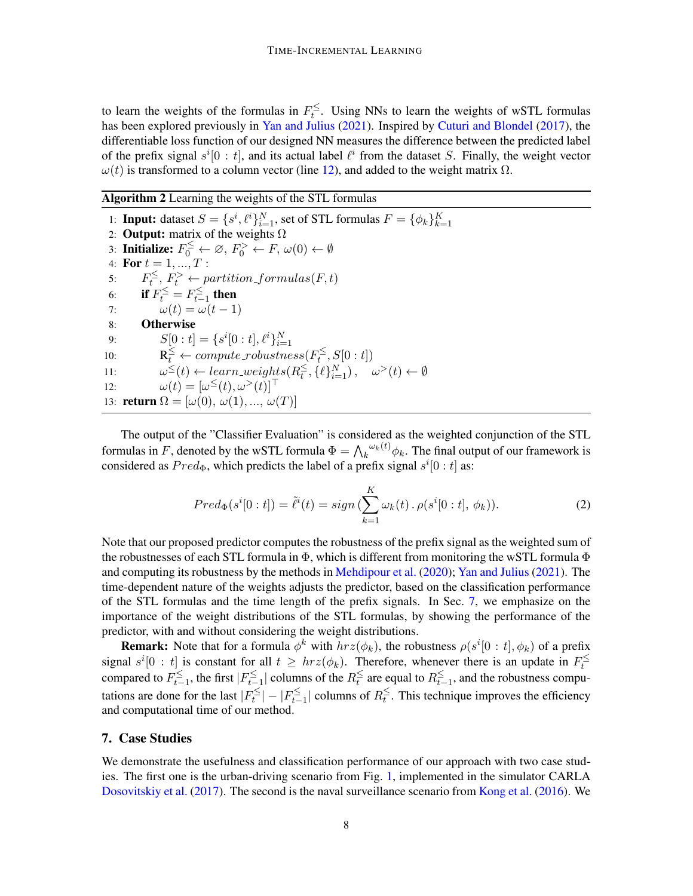to learn the weights of the formulas in $F_t^{\leq}$. Using NNs to learn the weights of wSTL formulas has been explored previously in Yan and Julius (2021). Inspired by Cuturi and Blondel (2017), the differentiable loss function of our designed NN measures the difference between the predicted label of the prefix signal $s^i[0:t]$, and its actual label $\ell^i$ from the dataset $S$. Finally, the weight vector $\omega(t)$ is transformed to a column vector (line 12), and added to the weight matrix $\Omega$.

**Algorithm 2** Learning the weights of the STL formulas

```
1:  Input: dataset S = {s^i, ℓ^i}_{i=1}^N, set of STL formulas F = {φ_k}_{k=1}^K
2:  Output: matrix of the weights Ω
3:  Initialize: F_0^≤ ← ∅, F_0^> ← F, ω(0) ← ∅
4:  For t = 1, ..., T :
5:      F_t^≤, F_t^> ← partition_formulas(F, t)
6:      if F_t^≤ = F_{t-1}^≤ then
7:          ω(t) = ω(t − 1)
8:      Otherwise
9:          S[0 : t] = {s^i[0 : t], ℓ^i}_{i=1}^N
10:         R_t^≤ ← compute_robustness(F_t^≤, S[0 : t])
11:         ω^≤(t) ← learn_weights(R_t^≤, {ℓ}_{i=1}^N),    ω^>(t) ← ∅
12:         ω(t) = [ω^≤(t), ω^>(t)]^⊤
13: return Ω = [ω(0), ω(1), ..., ω(T)]
```

The output of the "Classifier Evaluation" is considered as the weighted conjunction of the STL formulas in $F$, denoted by the wSTL formula $\Phi = \bigwedge_k^{\omega_k(t)} \phi_k$. The final output of our framework is considered as $Pred_\Phi$, which predicts the label of a prefix signal $s^i[0:t]$ as:

$$Pred_\Phi(s^i[0:t]) = \tilde{\ell}^i(t) = sign\,(\sum_{k=1}^{K} \omega_k(t)\,.\,\rho(s^i[0:t],\,\phi_k)). \tag{2}$$

Note that our proposed predictor computes the robustness of the prefix signal as the weighted sum of the robustnesses of each STL formula in $\Phi$, which is different from monitoring the wSTL formula $\Phi$ and computing its robustness by the methods in Mehdipour et al. (2020); Yan and Julius (2021). The time-dependent nature of the weights adjusts the predictor, based on the classification performance of the STL formulas and the time length of the prefix signals. In Sec. 7, we emphasize on the importance of the weight distributions of the STL formulas, by showing the performance of the predictor, with and without considering the weight distributions.

**Remark:** Note that for a formula $\phi^k$ with $hrz(\phi_k)$, the robustness $\rho(s^i[0:t], \phi_k)$ of a prefix signal $s^i[0:t]$ is constant for all $t \geq hrz(\phi_k)$. Therefore, whenever there is an update in $F_t^{\leq}$ compared to $F_{t-1}^{\leq}$, the first $|F_{t-1}^{\leq}|$ columns of the $R_t^{\leq}$ are equal to $R_{t-1}^{\leq}$, and the robustness computations are done for the last $|F_t^{\leq}| - |F_{t-1}^{\leq}|$ columns of $R_t^{\leq}$. This technique improves the efficiency and computational time of our method.

## 7. Case Studies

We demonstrate the usefulness and classification performance of our approach with two case studies. The first one is the urban-driving scenario from Fig. 1, implemented in the simulator CARLA Dosovitskiy et al. (2017). The second is the naval surveillance scenario from Kong et al. (2016). We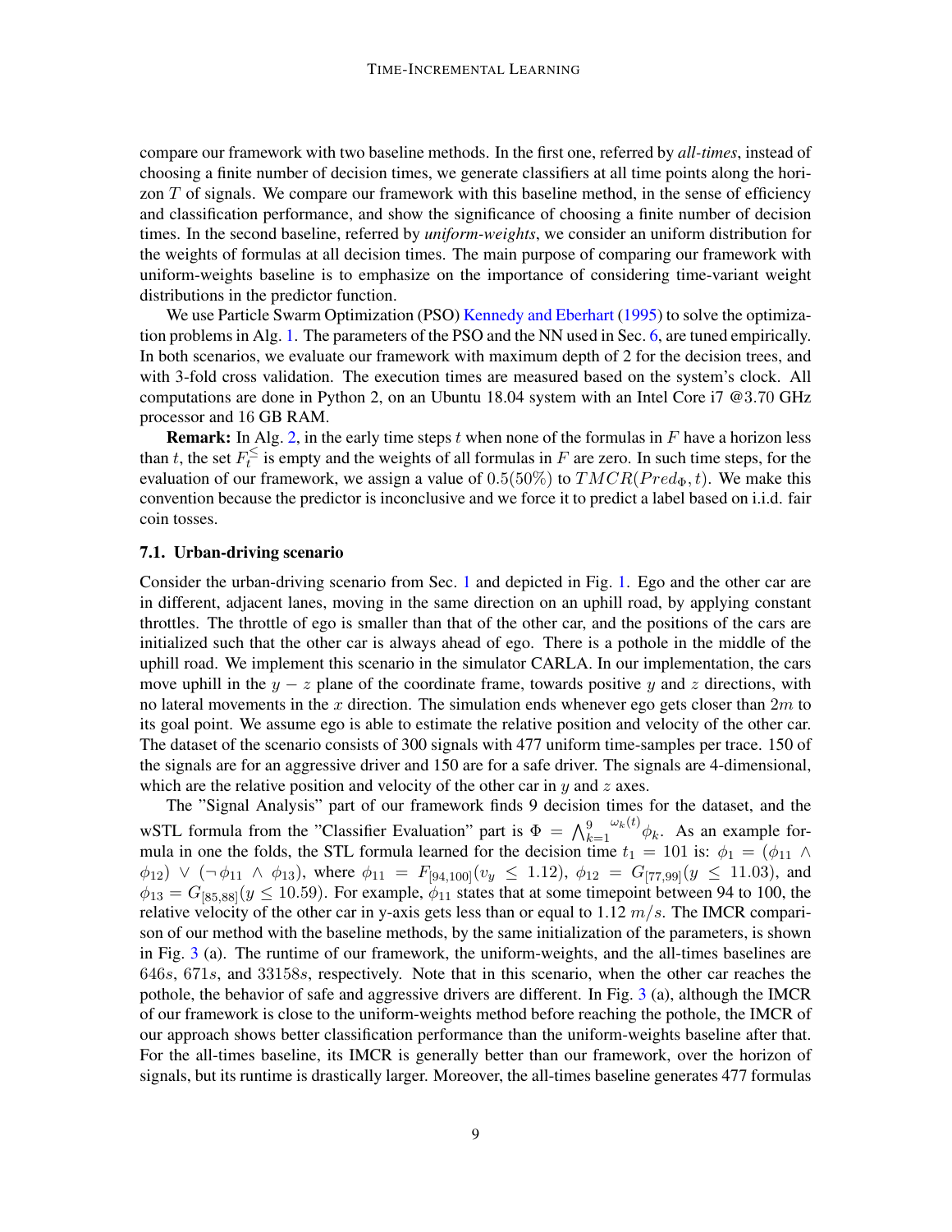compare our framework with two baseline methods. In the first one, referred by *all-times*, instead of choosing a finite number of decision times, we generate classifiers at all time points along the horizon $T$ of signals. We compare our framework with this baseline method, in the sense of efficiency and classification performance, and show the significance of choosing a finite number of decision times. In the second baseline, referred by *uniform-weights*, we consider an uniform distribution for the weights of formulas at all decision times. The main purpose of comparing our framework with uniform-weights baseline is to emphasize on the importance of considering time-variant weight distributions in the predictor function.

We use Particle Swarm Optimization (PSO) Kennedy and Eberhart (1995) to solve the optimization problems in Alg. 1. The parameters of the PSO and the NN used in Sec. 6, are tuned empirically. In both scenarios, we evaluate our framework with maximum depth of 2 for the decision trees, and with 3-fold cross validation. The execution times are measured based on the system's clock. All computations are done in Python 2, on an Ubuntu 18.04 system with an Intel Core i7 @3.70 GHz processor and 16 GB RAM.

**Remark:** In Alg. 2, in the early time steps $t$ when none of the formulas in $F$ have a horizon less than $t$, the set $F_t^{\leq}$ is empty and the weights of all formulas in $F$ are zero. In such time steps, for the evaluation of our framework, we assign a value of $0.5(50\%)$ to $TMCR(Pred_\Phi, t)$. We make this convention because the predictor is inconclusive and we force it to predict a label based on i.i.d. fair coin tosses.

### 7.1. Urban-driving scenario

Consider the urban-driving scenario from Sec. 1 and depicted in Fig. 1. Ego and the other car are in different, adjacent lanes, moving in the same direction on an uphill road, by applying constant throttles. The throttle of ego is smaller than that of the other car, and the positions of the cars are initialized such that the other car is always ahead of ego. There is a pothole in the middle of the uphill road. We implement this scenario in the simulator CARLA. In our implementation, the cars move uphill in the $y - z$ plane of the coordinate frame, towards positive $y$ and $z$ directions, with no lateral movements in the $x$ direction. The simulation ends whenever ego gets closer than $2m$ to its goal point. We assume ego is able to estimate the relative position and velocity of the other car. The dataset of the scenario consists of 300 signals with 477 uniform time-samples per trace. 150 of the signals are for an aggressive driver and 150 are for a safe driver. The signals are 4-dimensional, which are the relative position and velocity of the other car in $y$ and $z$ axes.

The "Signal Analysis" part of our framework finds 9 decision times for the dataset, and the wSTL formula from the "Classifier Evaluation" part is $\Phi = \bigwedge_{k=1}^{9}{}^{\omega_k(t)} \phi_k$. As an example formula in one the folds, the STL formula learned for the decision time $t_1 = 101$ is: $\phi_1 = (\phi_{11} \wedge \phi_{12}) \vee (\neg\phi_{11} \wedge \phi_{13})$, where $\phi_{11} = F_{[94,100]}(v_y \leq 1.12)$, $\phi_{12} = G_{[77,99]}(y \leq 11.03)$, and $\phi_{13} = G_{[85,88]}(y \leq 10.59)$. For example, $\phi_{11}$ states that at some timepoint between 94 to 100, the relative velocity of the other car in y-axis gets less than or equal to 1.12 $m/s$. The IMCR comparison of our method with the baseline methods, by the same initialization of the parameters, is shown in Fig. 3 (a). The runtime of our framework, the uniform-weights, and the all-times baselines are $646s$, $671s$, and $33158s$, respectively. Note that in this scenario, when the other car reaches the pothole, the behavior of safe and aggressive drivers are different. In Fig. 3 (a), although the IMCR of our framework is close to the uniform-weights method before reaching the pothole, the IMCR of our approach shows better classification performance than the uniform-weights baseline after that. For the all-times baseline, its IMCR is generally better than our framework, over the horizon of signals, but its runtime is drastically larger. Moreover, the all-times baseline generates 477 formulas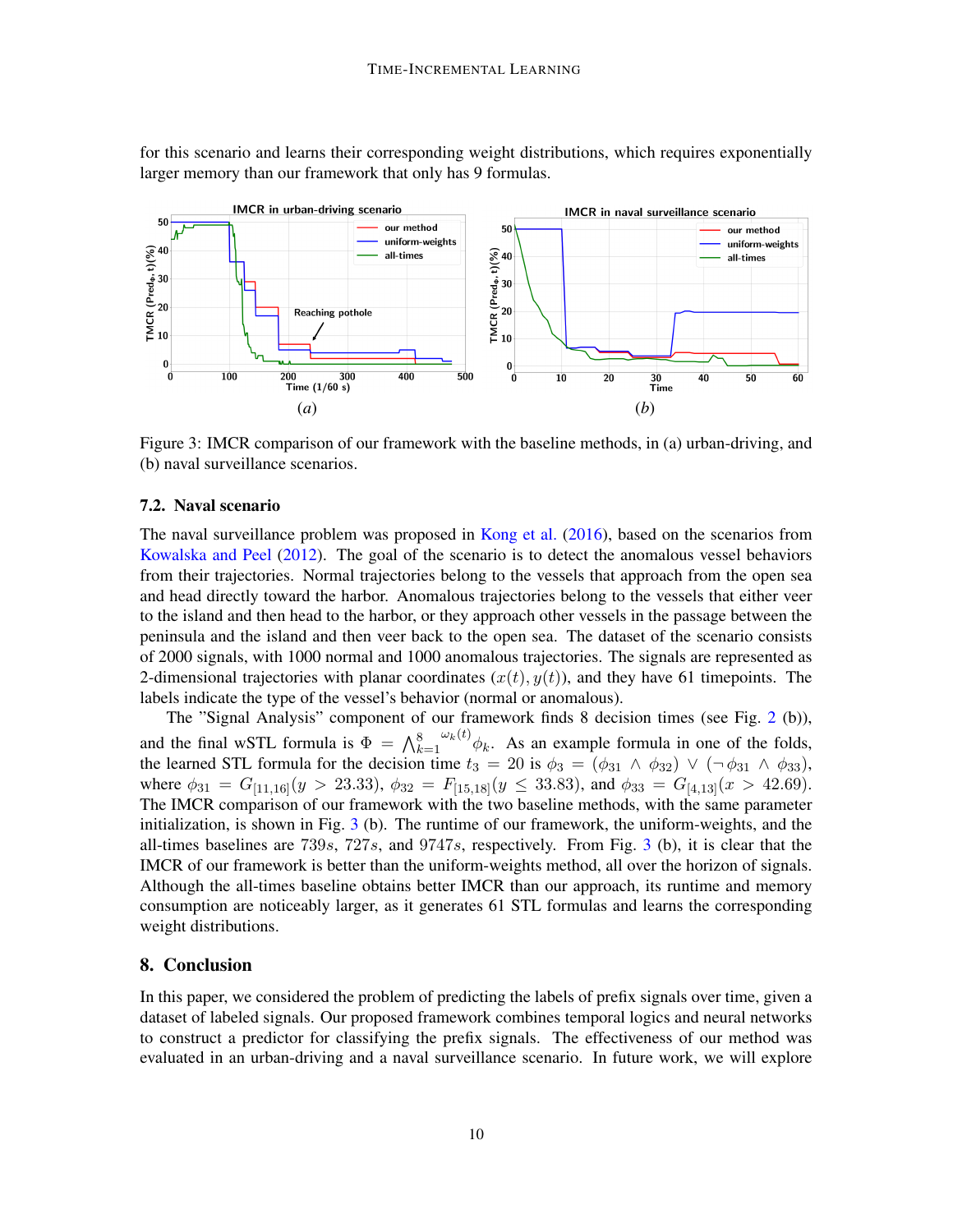for this scenario and learns their corresponding weight distributions, which requires exponentially larger memory than our framework that only has 9 formulas.

Figure 3: IMCR comparison of our framework with the baseline methods, in (a) urban-driving, and (b) naval surveillance scenarios.

### 7.2. Naval scenario

The naval surveillance problem was proposed in Kong et al. (2016), based on the scenarios from Kowalska and Peel (2012). The goal of the scenario is to detect the anomalous vessel behaviors from their trajectories. Normal trajectories belong to the vessels that approach from the open sea and head directly toward the harbor. Anomalous trajectories belong to the vessels that either veer to the island and then head to the harbor, or they approach other vessels in the passage between the peninsula and the island and then veer back to the open sea. The dataset of the scenario consists of 2000 signals, with 1000 normal and 1000 anomalous trajectories. The signals are represented as 2-dimensional trajectories with planar coordinates $(x(t), y(t))$, and they have 61 timepoints. The labels indicate the type of the vessel's behavior (normal or anomalous).

The "Signal Analysis" component of our framework finds 8 decision times (see Fig. 2 (b)), and the final wSTL formula is $\Phi = \bigwedge_{k=1}^{8}{}^{\omega_k(t)} \phi_k$. As an example formula in one of the folds, the learned STL formula for the decision time $t_3 = 20$ is $\phi_3 = (\phi_{31} \wedge \phi_{32}) \vee (\neg \phi_{31} \wedge \phi_{33})$, where $\phi_{31} = G_{[11,16]}(y > 23.33)$, $\phi_{32} = F_{[15,18]}(y \leq 33.83)$, and $\phi_{33} = G_{[4,13]}(x > 42.69)$. The IMCR comparison of our framework with the two baseline methods, with the same parameter initialization, is shown in Fig. 3 (b). The runtime of our framework, the uniform-weights, and the all-times baselines are $739s$, $727s$, and $9747s$, respectively. From Fig. 3 (b), it is clear that the IMCR of our framework is better than the uniform-weights method, all over the horizon of signals. Although the all-times baseline obtains better IMCR than our approach, its runtime and memory consumption are noticeably larger, as it generates 61 STL formulas and learns the corresponding weight distributions.

## 8. Conclusion

In this paper, we considered the problem of predicting the labels of prefix signals over time, given a dataset of labeled signals. Our proposed framework combines temporal logics and neural networks to construct a predictor for classifying the prefix signals. The effectiveness of our method was evaluated in an urban-driving and a naval surveillance scenario. In future work, we will explore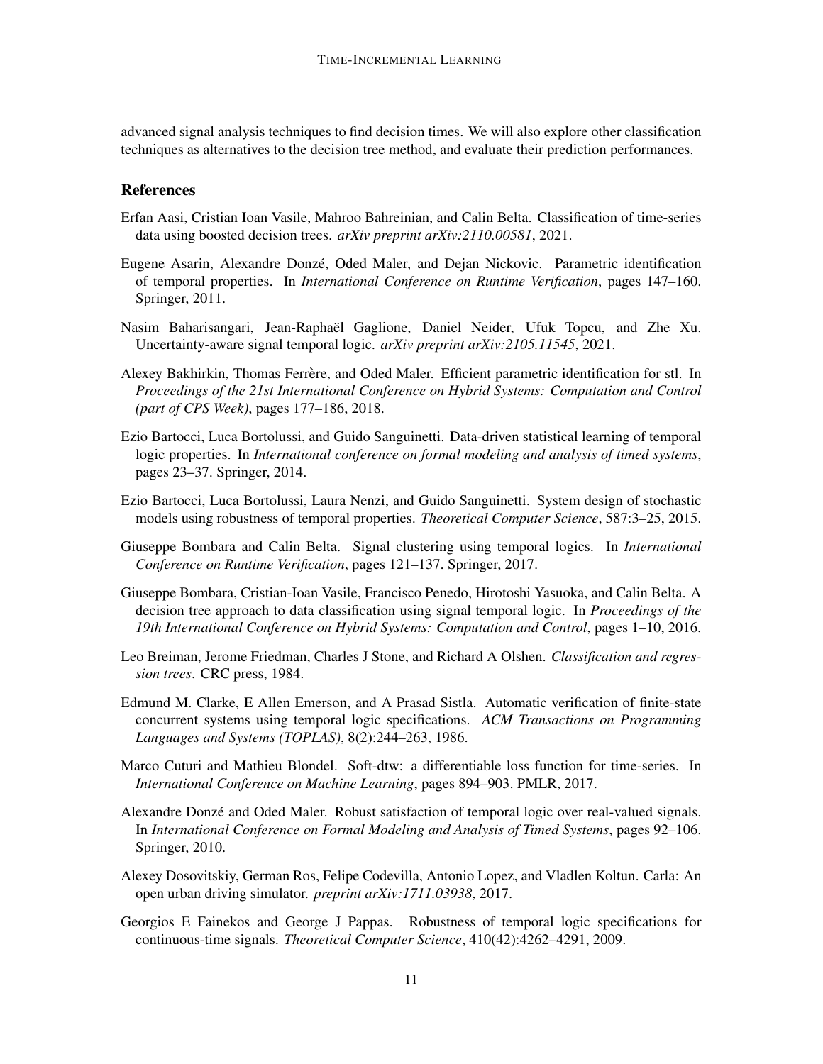advanced signal analysis techniques to find decision times. We will also explore other classification techniques as alternatives to the decision tree method, and evaluate their prediction performances.

## References

Erfan Aasi, Cristian Ioan Vasile, Mahroo Bahreinian, and Calin Belta. Classification of time-series data using boosted decision trees. *arXiv preprint arXiv:2110.00581*, 2021.

Eugene Asarin, Alexandre Donzé, Oded Maler, and Dejan Nickovic. Parametric identification of temporal properties. In *International Conference on Runtime Verification*, pages 147–160. Springer, 2011.

Nasim Baharisangari, Jean-Raphaël Gaglione, Daniel Neider, Ufuk Topcu, and Zhe Xu. Uncertainty-aware signal temporal logic. *arXiv preprint arXiv:2105.11545*, 2021.

Alexey Bakhirkin, Thomas Ferrère, and Oded Maler. Efficient parametric identification for stl. In *Proceedings of the 21st International Conference on Hybrid Systems: Computation and Control (part of CPS Week)*, pages 177–186, 2018.

Ezio Bartocci, Luca Bortolussi, and Guido Sanguinetti. Data-driven statistical learning of temporal logic properties. In *International conference on formal modeling and analysis of timed systems*, pages 23–37. Springer, 2014.

Ezio Bartocci, Luca Bortolussi, Laura Nenzi, and Guido Sanguinetti. System design of stochastic models using robustness of temporal properties. *Theoretical Computer Science*, 587:3–25, 2015.

Giuseppe Bombara and Calin Belta. Signal clustering using temporal logics. In *International Conference on Runtime Verification*, pages 121–137. Springer, 2017.

Giuseppe Bombara, Cristian-Ioan Vasile, Francisco Penedo, Hirotoshi Yasuoka, and Calin Belta. A decision tree approach to data classification using signal temporal logic. In *Proceedings of the 19th International Conference on Hybrid Systems: Computation and Control*, pages 1–10, 2016.

Leo Breiman, Jerome Friedman, Charles J Stone, and Richard A Olshen. *Classification and regression trees*. CRC press, 1984.

Edmund M. Clarke, E Allen Emerson, and A Prasad Sistla. Automatic verification of finite-state concurrent systems using temporal logic specifications. *ACM Transactions on Programming Languages and Systems (TOPLAS)*, 8(2):244–263, 1986.

Marco Cuturi and Mathieu Blondel. Soft-dtw: a differentiable loss function for time-series. In *International Conference on Machine Learning*, pages 894–903. PMLR, 2017.

Alexandre Donzé and Oded Maler. Robust satisfaction of temporal logic over real-valued signals. In *International Conference on Formal Modeling and Analysis of Timed Systems*, pages 92–106. Springer, 2010.

Alexey Dosovitskiy, German Ros, Felipe Codevilla, Antonio Lopez, and Vladlen Koltun. Carla: An open urban driving simulator. *preprint arXiv:1711.03938*, 2017.

Georgios E Fainekos and George J Pappas. Robustness of temporal logic specifications for continuous-time signals. *Theoretical Computer Science*, 410(42):4262–4291, 2009.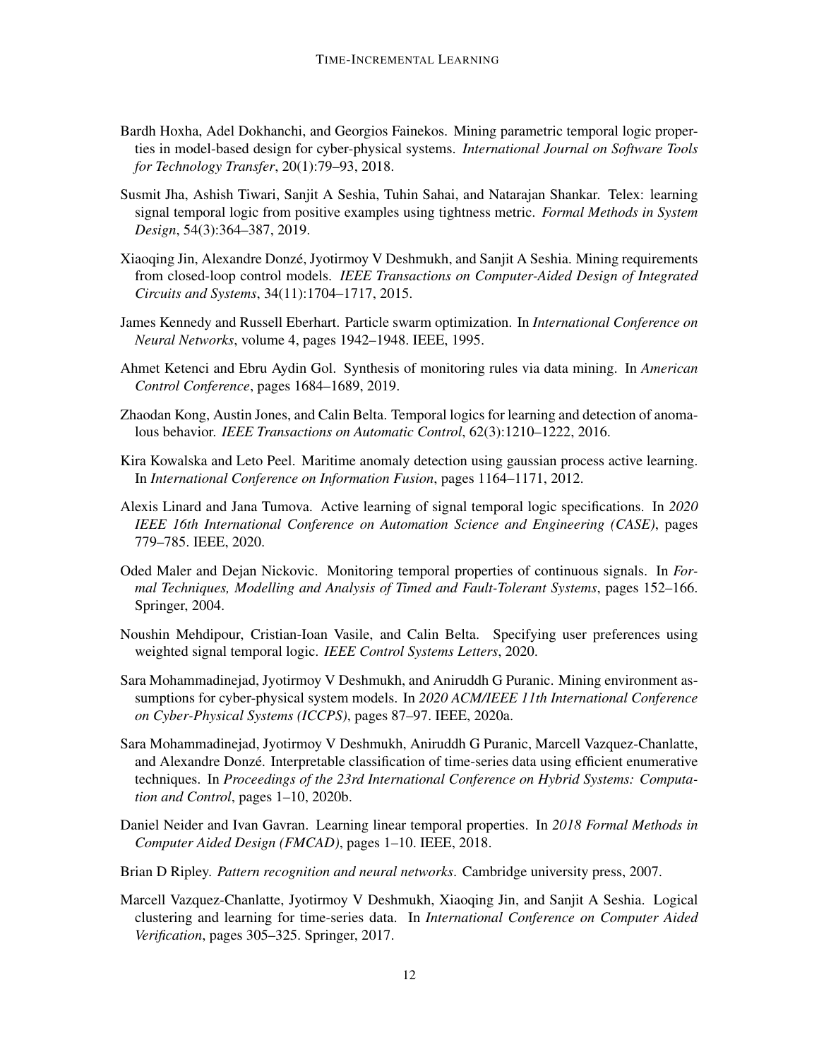Bardh Hoxha, Adel Dokhanchi, and Georgios Fainekos. Mining parametric temporal logic properties in model-based design for cyber-physical systems. *International Journal on Software Tools for Technology Transfer*, 20(1):79–93, 2018.

Susmit Jha, Ashish Tiwari, Sanjit A Seshia, Tuhin Sahai, and Natarajan Shankar. Telex: learning signal temporal logic from positive examples using tightness metric. *Formal Methods in System Design*, 54(3):364–387, 2019.

Xiaoqing Jin, Alexandre Donzé, Jyotirmoy V Deshmukh, and Sanjit A Seshia. Mining requirements from closed-loop control models. *IEEE Transactions on Computer-Aided Design of Integrated Circuits and Systems*, 34(11):1704–1717, 2015.

James Kennedy and Russell Eberhart. Particle swarm optimization. In *International Conference on Neural Networks*, volume 4, pages 1942–1948. IEEE, 1995.

Ahmet Ketenci and Ebru Aydin Gol. Synthesis of monitoring rules via data mining. In *American Control Conference*, pages 1684–1689, 2019.

Zhaodan Kong, Austin Jones, and Calin Belta. Temporal logics for learning and detection of anomalous behavior. *IEEE Transactions on Automatic Control*, 62(3):1210–1222, 2016.

Kira Kowalska and Leto Peel. Maritime anomaly detection using gaussian process active learning. In *International Conference on Information Fusion*, pages 1164–1171, 2012.

Alexis Linard and Jana Tumova. Active learning of signal temporal logic specifications. In *2020 IEEE 16th International Conference on Automation Science and Engineering (CASE)*, pages 779–785. IEEE, 2020.

Oded Maler and Dejan Nickovic. Monitoring temporal properties of continuous signals. In *Formal Techniques, Modelling and Analysis of Timed and Fault-Tolerant Systems*, pages 152–166. Springer, 2004.

Noushin Mehdipour, Cristian-Ioan Vasile, and Calin Belta. Specifying user preferences using weighted signal temporal logic. *IEEE Control Systems Letters*, 2020.

Sara Mohammadinejad, Jyotirmoy V Deshmukh, and Aniruddh G Puranic. Mining environment assumptions for cyber-physical system models. In *2020 ACM/IEEE 11th International Conference on Cyber-Physical Systems (ICCPS)*, pages 87–97. IEEE, 2020a.

Sara Mohammadinejad, Jyotirmoy V Deshmukh, Aniruddh G Puranic, Marcell Vazquez-Chanlatte, and Alexandre Donzé. Interpretable classification of time-series data using efficient enumerative techniques. In *Proceedings of the 23rd International Conference on Hybrid Systems: Computation and Control*, pages 1–10, 2020b.

Daniel Neider and Ivan Gavran. Learning linear temporal properties. In *2018 Formal Methods in Computer Aided Design (FMCAD)*, pages 1–10. IEEE, 2018.

Brian D Ripley. *Pattern recognition and neural networks*. Cambridge university press, 2007.

Marcell Vazquez-Chanlatte, Jyotirmoy V Deshmukh, Xiaoqing Jin, and Sanjit A Seshia. Logical clustering and learning for time-series data. In *International Conference on Computer Aided Verification*, pages 305–325. Springer, 2017.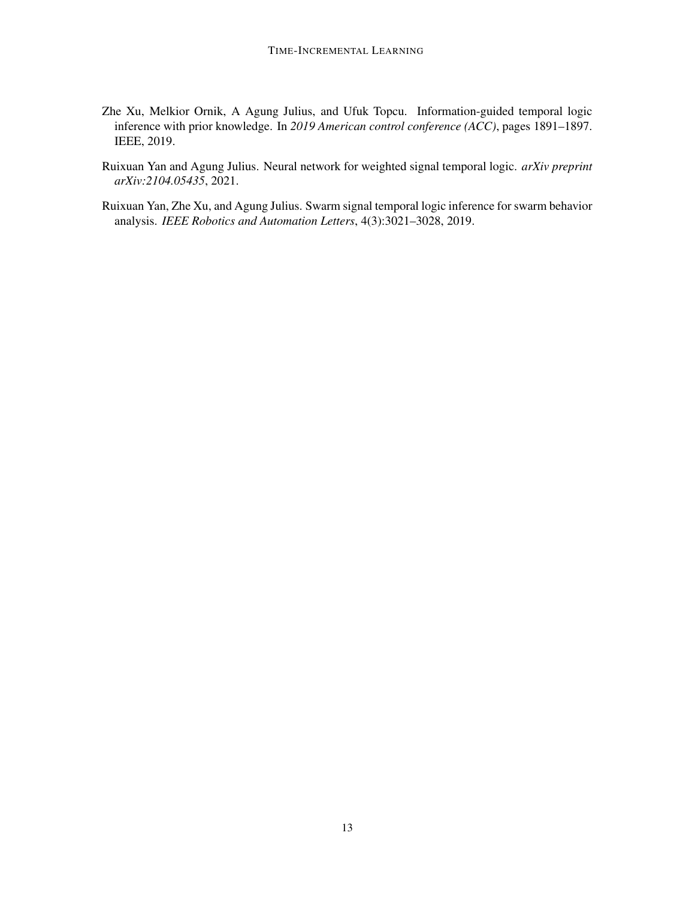Zhe Xu, Melkior Ornik, A Agung Julius, and Ufuk Topcu. Information-guided temporal logic inference with prior knowledge. In *2019 American control conference (ACC)*, pages 1891–1897. IEEE, 2019.

Ruixuan Yan and Agung Julius. Neural network for weighted signal temporal logic. *arXiv preprint arXiv:2104.05435*, 2021.

Ruixuan Yan, Zhe Xu, and Agung Julius. Swarm signal temporal logic inference for swarm behavior analysis. *IEEE Robotics and Automation Letters*, 4(3):3021–3028, 2019.